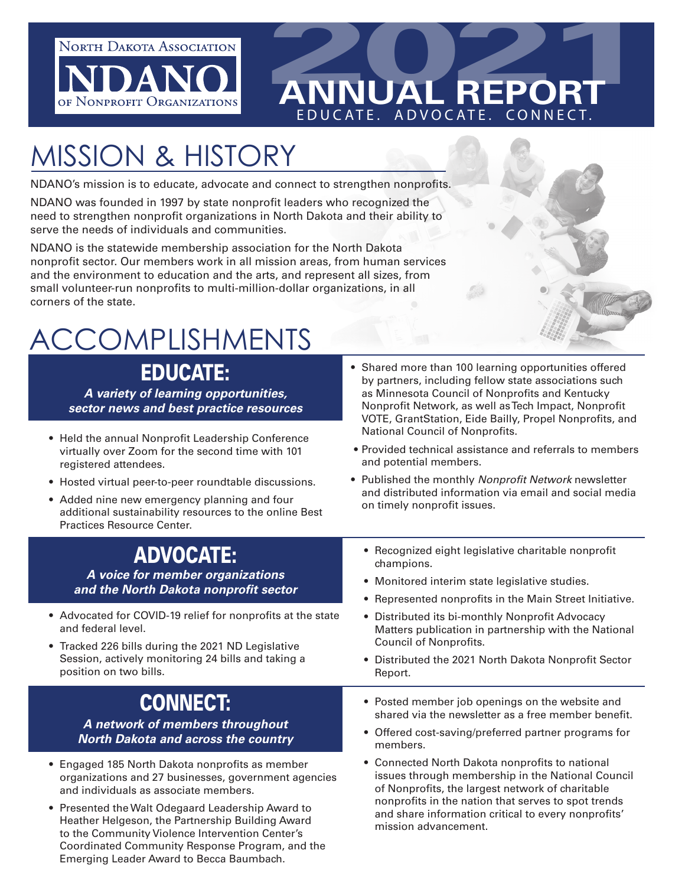North Dakota Association

# NDANO

of Nonprofit Organizations

# 2021 ANNUAL REPORT

EDUCATE. ADVOCATE. CONNECT.

# MISSION & HISTORY

NDANO's mission is to educate, advocate and connect to strengthen nonprofits.

NDANO was founded in 1997 by state nonprofit leaders who recognized the need to strengthen nonprofit organizations in North Dakota and their ability to serve the needs of individuals and communities.

NDANO is the statewide membership association for the North Dakota nonprofit sector. Our members work in all mission areas, from human services and the environment to education and the arts, and represent all sizes, from small volunteer-run nonprofits to multi-million-dollar organizations, in all corners of the state.

# ACCOMPLISHMENTS

## EDUCATE:

***A variety of learning opportunities, sector news and best practice resources***

- Held the annual Nonprofit Leadership Conference virtually over Zoom for the second time with 101 registered attendees.
- Hosted virtual peer-to-peer roundtable discussions.
- Added nine new emergency planning and four additional sustainability resources to the online Best Practices Resource Center.
- Shared more than 100 learning opportunities offered by partners, including fellow state associations such as Minnesota Council of Nonprofits and Kentucky Nonprofit Network, as well as Tech Impact, Nonprofit VOTE, GrantStation, Eide Bailly, Propel Nonprofits, and National Council of Nonprofits.
- Provided technical assistance and referrals to members and potential members.
- Published the monthly *Nonprofit Network* newsletter and distributed information via email and social media on timely nonprofit issues.

## ADVOCATE:

***A voice for member organizations and the North Dakota nonprofit sector***

- Advocated for COVID-19 relief for nonprofits at the state and federal level.
- Tracked 226 bills during the 2021 ND Legislative Session, actively monitoring 24 bills and taking a position on two bills.
- Recognized eight legislative charitable nonprofit champions.
- Monitored interim state legislative studies.
- Represented nonprofits in the Main Street Initiative.
- Distributed its bi-monthly Nonprofit Advocacy Matters publication in partnership with the National Council of Nonprofits.
- Distributed the 2021 North Dakota Nonprofit Sector Report.

## CONNECT:

***A network of members throughout North Dakota and across the country***

- Engaged 185 North Dakota nonprofits as member organizations and 27 businesses, government agencies and individuals as associate members.
- Presented the Walt Odegaard Leadership Award to Heather Helgeson, the Partnership Building Award to the Community Violence Intervention Center's Coordinated Community Response Program, and the Emerging Leader Award to Becca Baumbach.
- Posted member job openings on the website and shared via the newsletter as a free member benefit.
- Offered cost-saving/preferred partner programs for members.
- Connected North Dakota nonprofits to national issues through membership in the National Council of Nonprofits, the largest network of charitable nonprofits in the nation that serves to spot trends and share information critical to every nonprofits' mission advancement.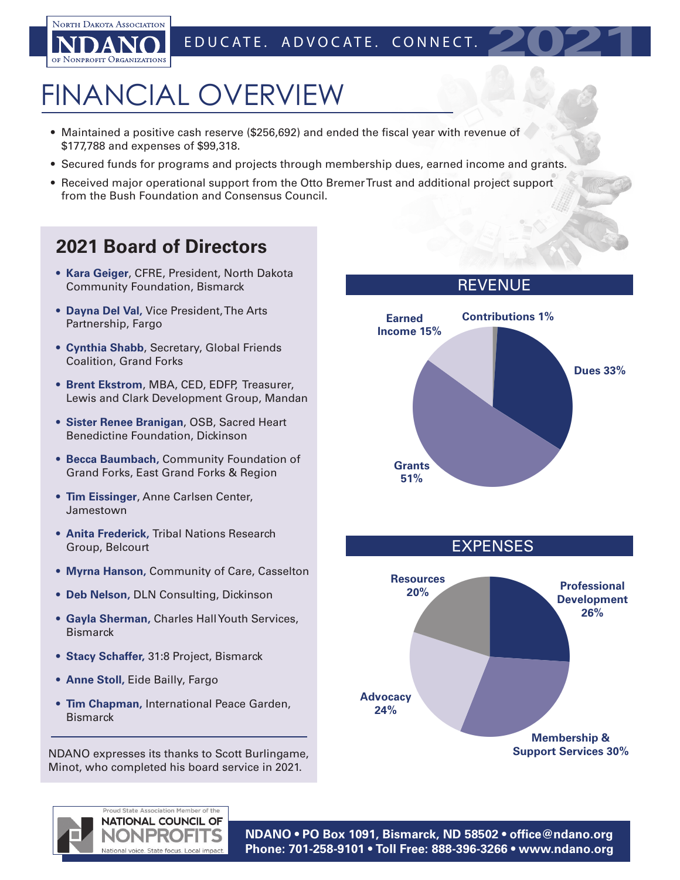North Dakota Association

NDANO

of Nonprofit Organizations

EDUCATE. ADVOCATE. CONNECT. 2021

# FINANCIAL OVERVIEW

- Maintained a positive cash reserve ($256,692) and ended the fiscal year with revenue of $177,788 and expenses of $99,318.
- Secured funds for programs and projects through membership dues, earned income and grants.
- Received major operational support from the Otto Bremer Trust and additional project support from the Bush Foundation and Consensus Council.

## 2021 Board of Directors

- **Kara Geiger**, CFRE, President, North Dakota Community Foundation, Bismarck
- **Dayna Del Val,** Vice President, The Arts Partnership, Fargo
- **Cynthia Shabb**, Secretary, Global Friends Coalition, Grand Forks
- **Brent Ekstrom**, MBA, CED, EDFP, Treasurer, Lewis and Clark Development Group, Mandan
- **Sister Renee Branigan**, OSB, Sacred Heart Benedictine Foundation, Dickinson
- **Becca Baumbach,** Community Foundation of Grand Forks, East Grand Forks & Region
- **Tim Eissinger**, Anne Carlsen Center, Jamestown
- **Anita Frederick,** Tribal Nations Research Group, Belcourt
- **Myrna Hanson,** Community of Care, Casselton
- **Deb Nelson,** DLN Consulting, Dickinson
- **Gayla Sherman,** Charles Hall Youth Services, Bismarck
- **Stacy Schaffer,** 31:8 Project, Bismarck
- **Anne Stoll,** Eide Bailly, Fargo
- **Tim Chapman,** International Peace Garden, Bismarck

NDANO expresses its thanks to Scott Burlingame, Minot, who completed his board service in 2021.

## REVENUE

Contributions 1%

Dues 33%

Grants 51%

Earned Income 15%

## EXPENSES

Professional Development 26%

Membership & Support Services 30%

Advocacy 24%

Resources 20%

Proud State Association Member of the NATIONAL COUNCIL OF NONPROFITS

National voice. State focus. Local impact.

**NDANO • PO Box 1091, Bismarck, ND 58502 • office@ndano.org**
**Phone: 701-258-9101 • Toll Free: 888-396-3266 • www.ndano.org**